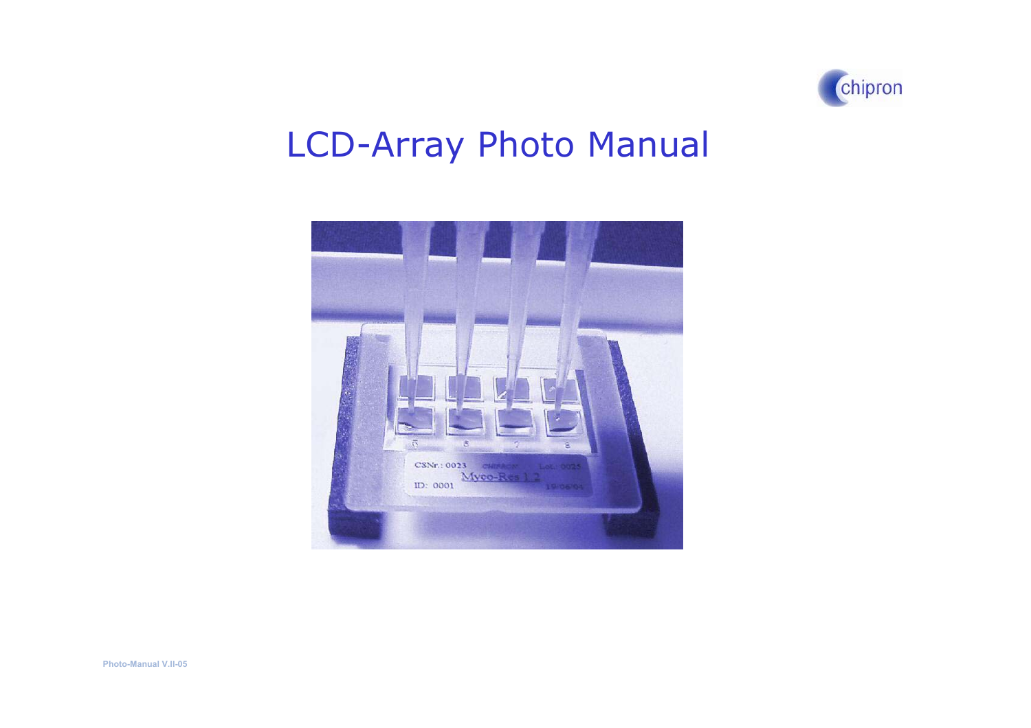# LCD-Array Photo Manual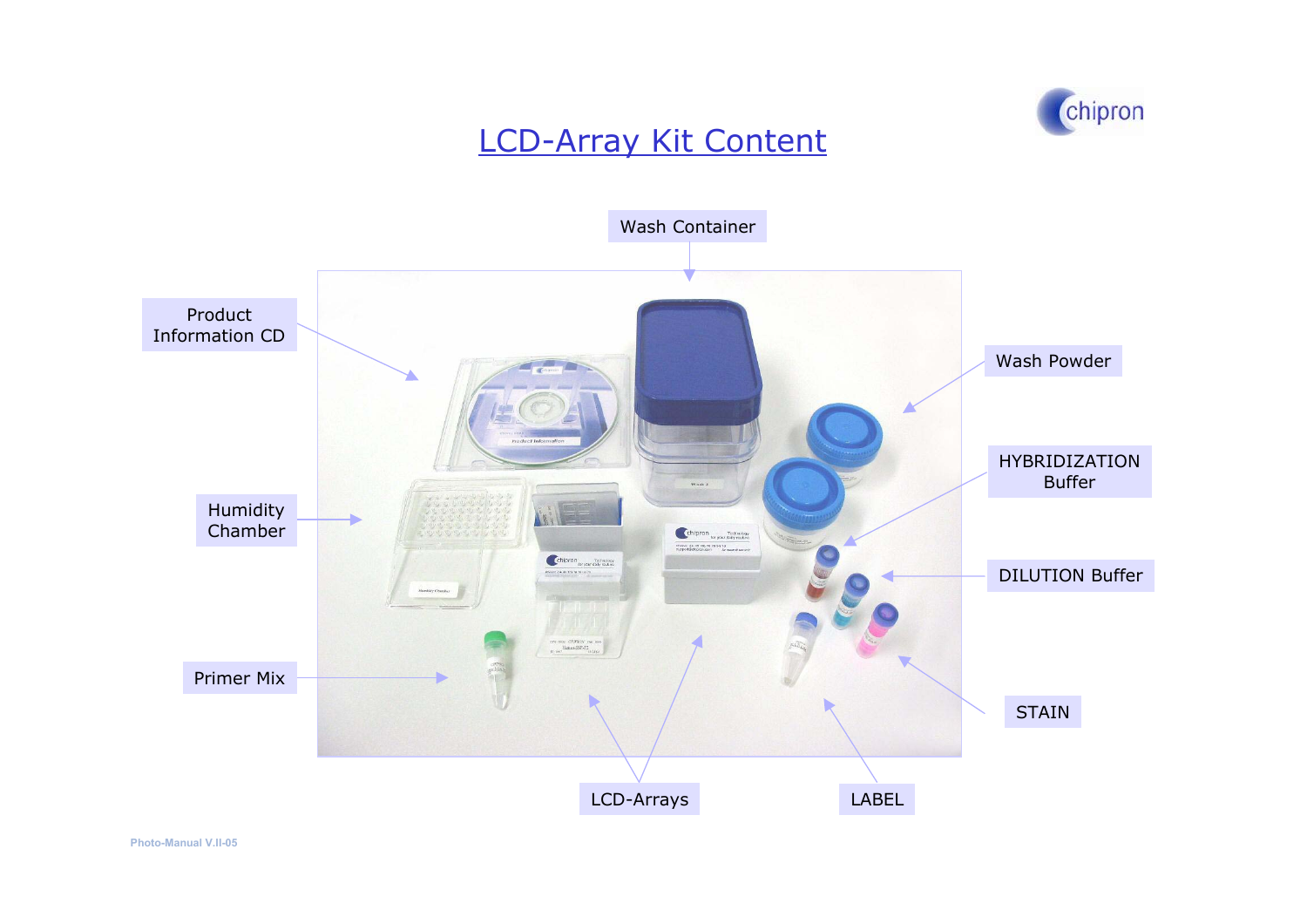# LCD-Array Kit Content

Wash Container

Product Information CD

Wash Powder

HYBRIDIZATION Buffer

Humidity Chamber

DILUTION Buffer

Primer Mix

STAIN

LCD-Arrays

LABEL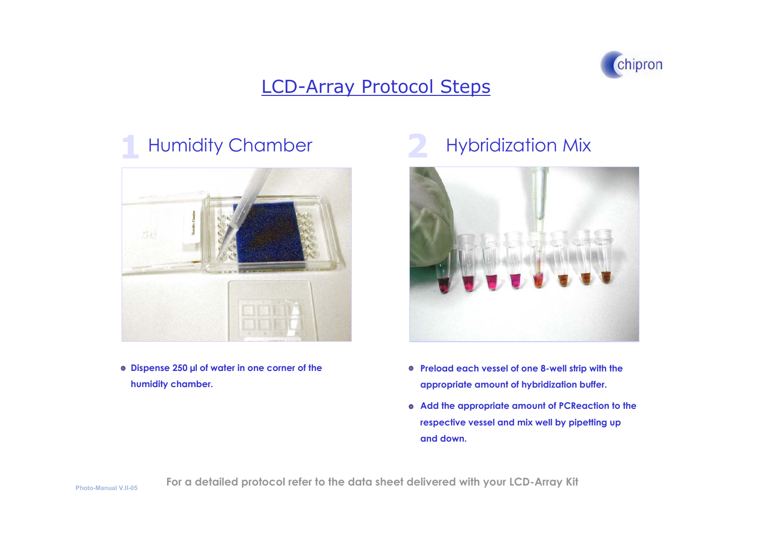# LCD-Array Protocol Steps

## 1 Humidity Chamber

- **Dispense 250 µl of water in one corner of the humidity chamber.**

## 2 Hybridization Mix

- **Preload each vessel of one 8-well strip with the appropriate amount of hybridization buffer.**
- **Add the appropriate amount of PCReaction to the respective vessel and mix well by pipetting up and down.**

For a detailed protocol refer to the data sheet delivered with your LCD-Array Kit

Photo-Manual V.II-05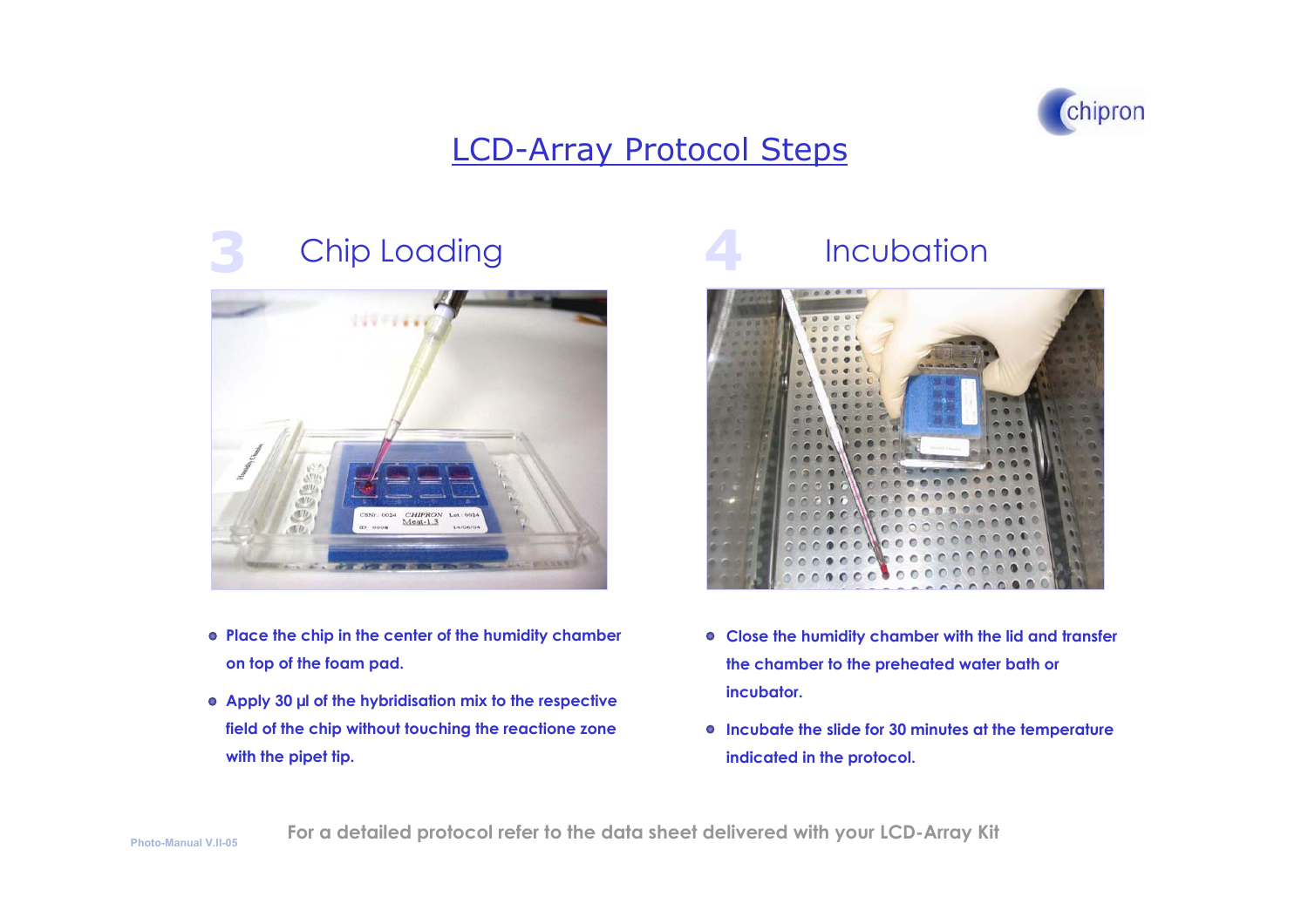# LCD-Array Protocol Steps

## 3 Chip Loading

- **Place the chip in the center of the humidity chamber on top of the foam pad.**
- **Apply 30 µl of the hybridisation mix to the respective field of the chip without touching the reactione zone with the pipet tip.**

## 4 Incubation

- **Close the humidity chamber with the lid and transfer the chamber to the preheated water bath or incubator.**
- **Incubate the slide for 30 minutes at the temperature indicated in the protocol.**

For a detailed protocol refer to the data sheet delivered with your LCD-Array Kit

Photo-Manual V.II-05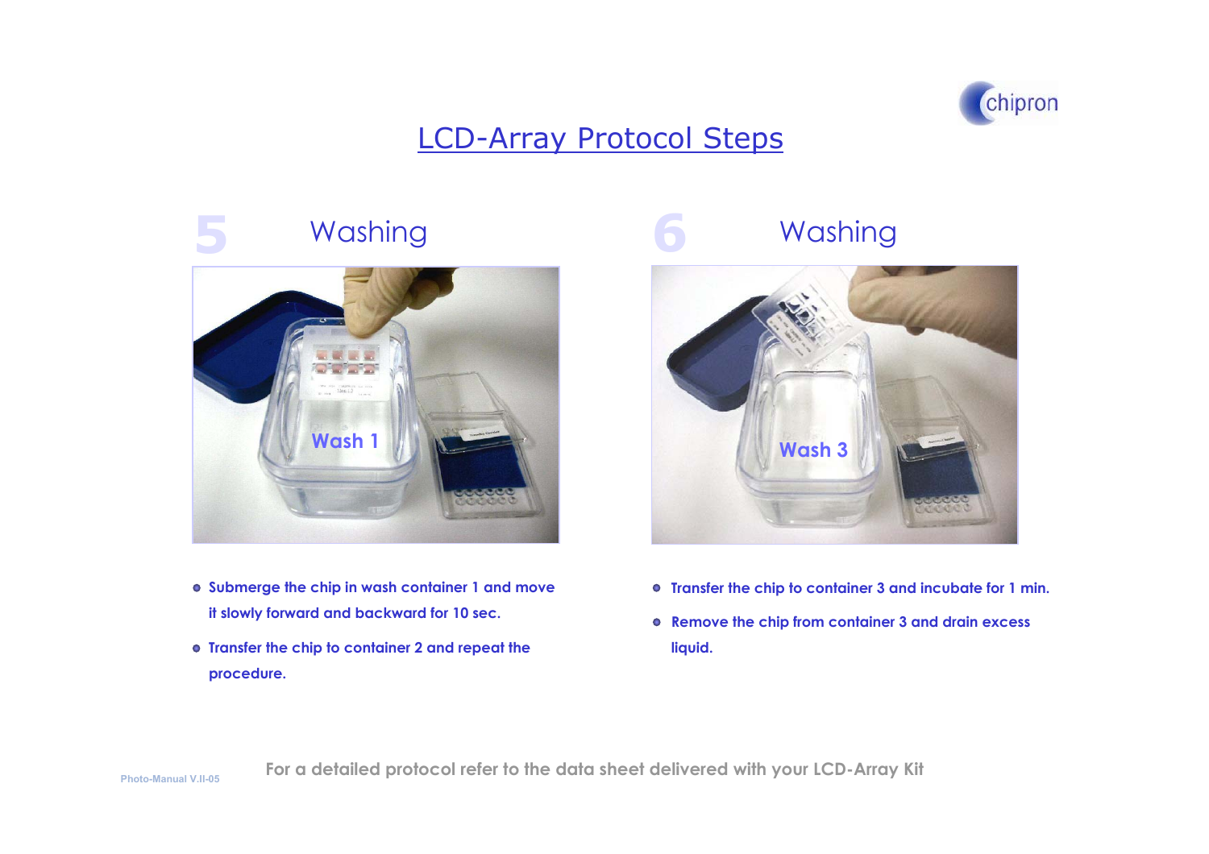# LCD-Array Protocol Steps

## 5 Washing

Wash 1

- Submerge the chip in wash container 1 and move it slowly forward and backward for 10 sec.
- Transfer the chip to container 2 and repeat the procedure.

## 6 Washing

Wash 3

- Transfer the chip to container 3 and incubate for 1 min.
- Remove the chip from container 3 and drain excess liquid.

For a detailed protocol refer to the data sheet delivered with your LCD-Array Kit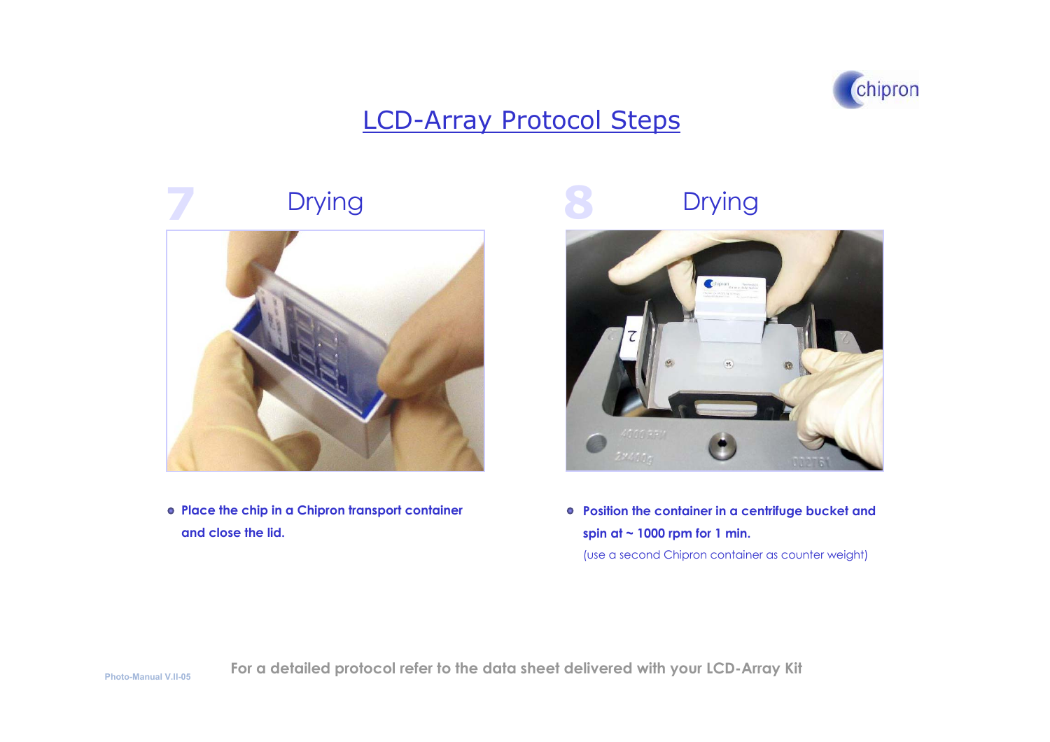# LCD-Array Protocol Steps

## 7 Drying

- **Place the chip in a Chipron transport container and close the lid.**

## 8 Drying

- **Position the container in a centrifuge bucket and spin at ~ 1000 rpm for 1 min.**
  (use a second Chipron container as counter weight)

**For a detailed protocol refer to the data sheet delivered with your LCD-Array Kit**

Photo-Manual V.II-05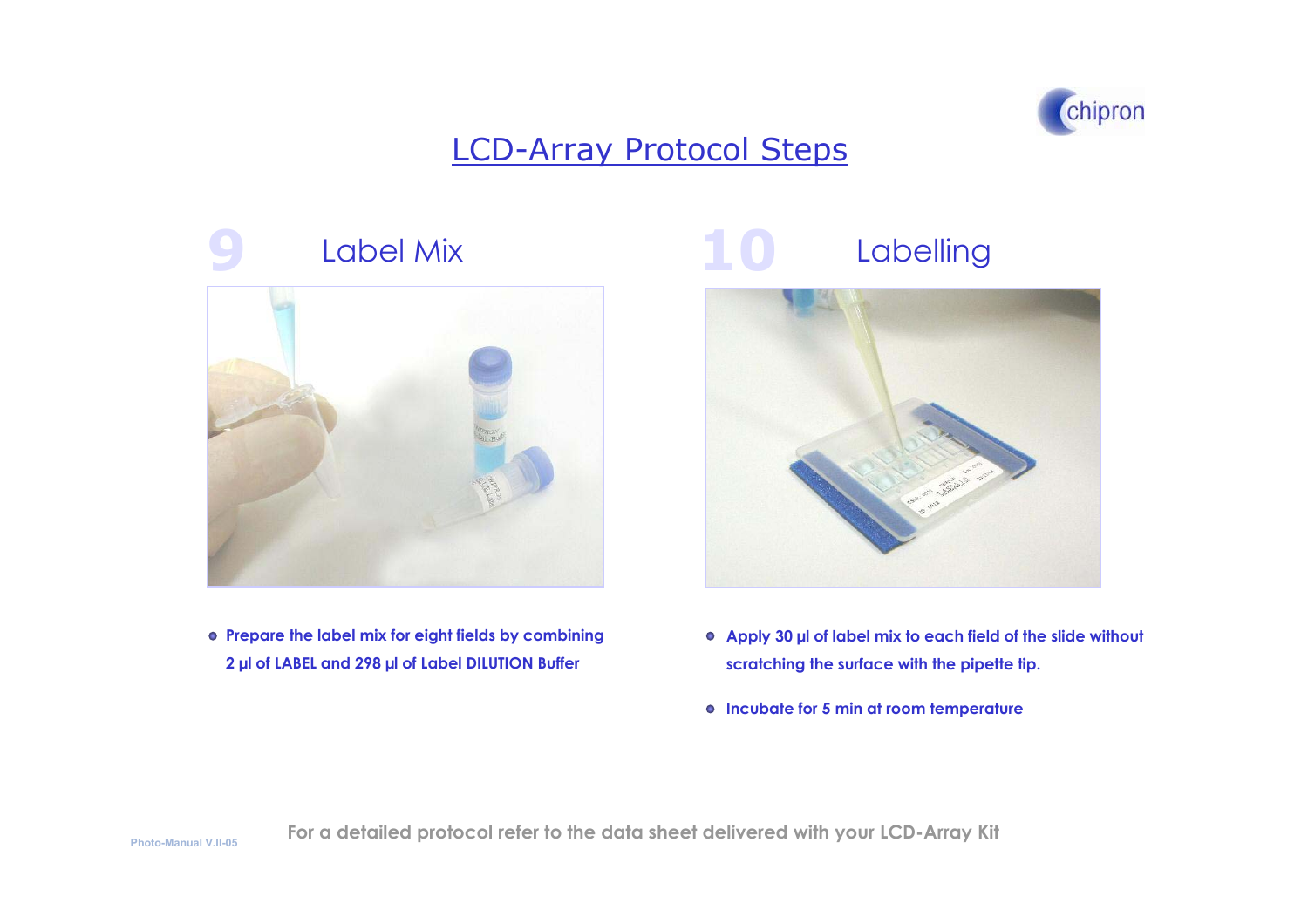# LCD-Array Protocol Steps

## 9 Label Mix

- Prepare the label mix for eight fields by combining 2 µl of LABEL and 298 µl of Label DILUTION Buffer

## 10 Labelling

- Apply 30 µl of label mix to each field of the slide without scratching the surface with the pipette tip.
- Incubate for 5 min at room temperature

For a detailed protocol refer to the data sheet delivered with your LCD-Array Kit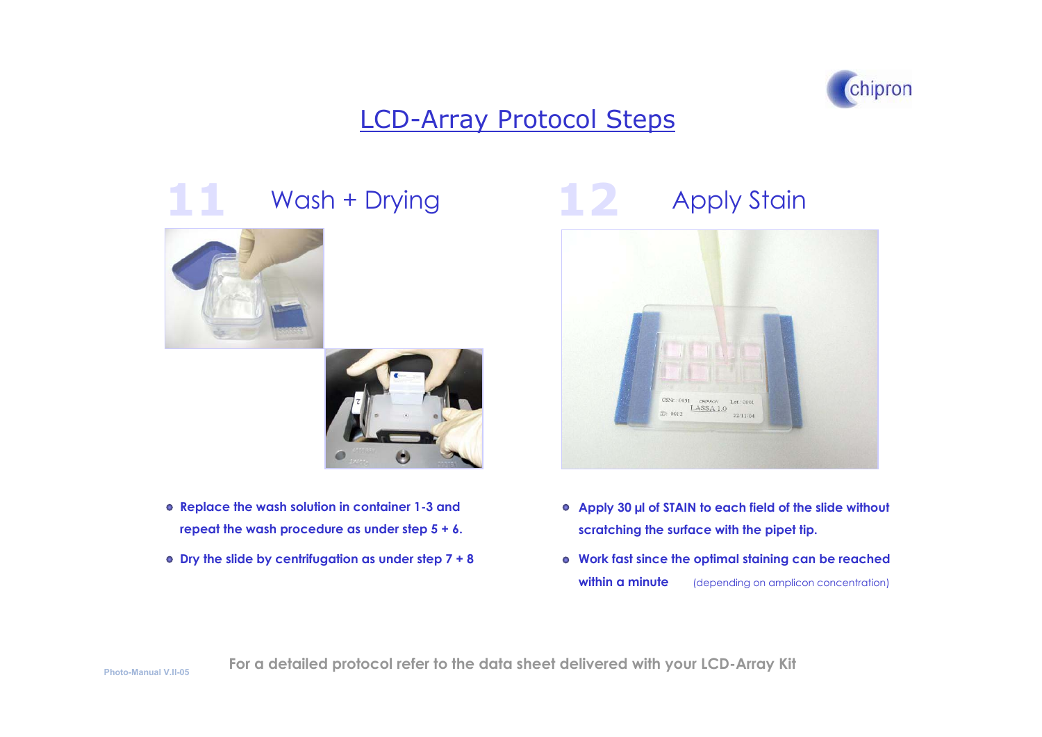# LCD-Array Protocol Steps

## 11 Wash + Drying

- Replace the wash solution in container 1-3 and repeat the wash procedure as under step 5 + 6.
- Dry the slide by centrifugation as under step 7 + 8

## 12 Apply Stain

- Apply 30 µl of STAIN to each field of the slide without scratching the surface with the pipet tip.
- Work fast since the optimal staining can be reached within a minute (depending on amplicon concentration)

For a detailed protocol refer to the data sheet delivered with your LCD-Array Kit

Photo-Manual V.II-05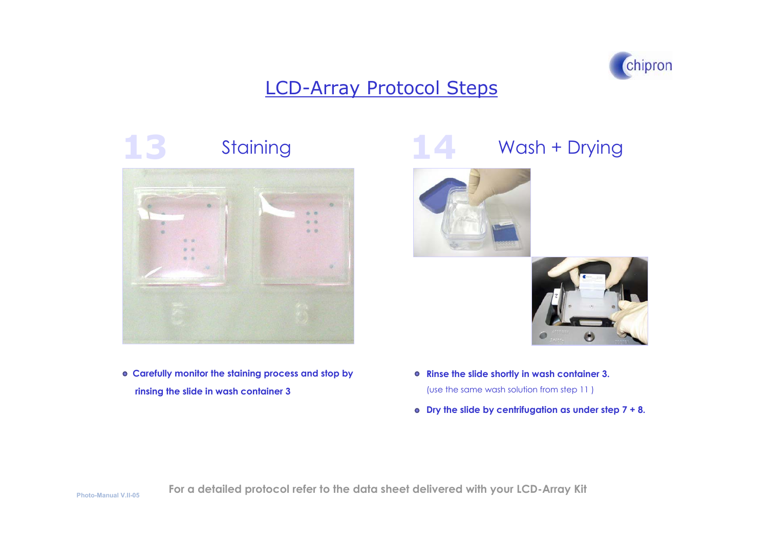# LCD-Array Protocol Steps

## 13 Staining

- **Carefully monitor the staining process and stop by rinsing the slide in wash container 3**

## 14 Wash + Drying

- **Rinse the slide shortly in wash container 3.**
  (use the same wash solution from step 11 )
- **Dry the slide by centrifugation as under step 7 + 8.**

**For a detailed protocol refer to the data sheet delivered with your LCD-Array Kit**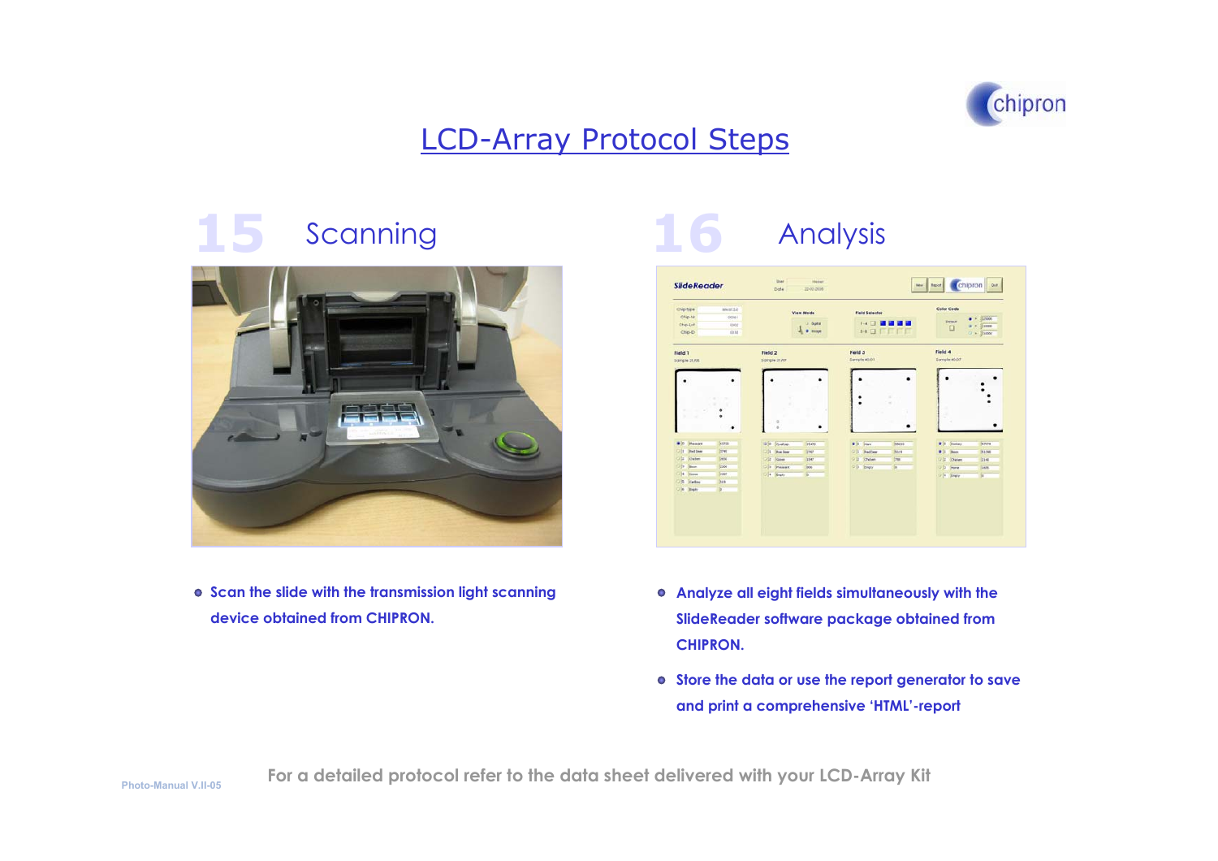# LCD-Array Protocol Steps

## 15 Scanning

- Scan the slide with the transmission light scanning device obtained from CHIPRON.

## 16 Analysis

- Analyze all eight fields simultaneously with the SlideReader software package obtained from CHIPRON.
- Store the data or use the report generator to save and print a comprehensive 'HTML'-report

For a detailed protocol refer to the data sheet delivered with your LCD-Array Kit

Photo-Manual V.II-05